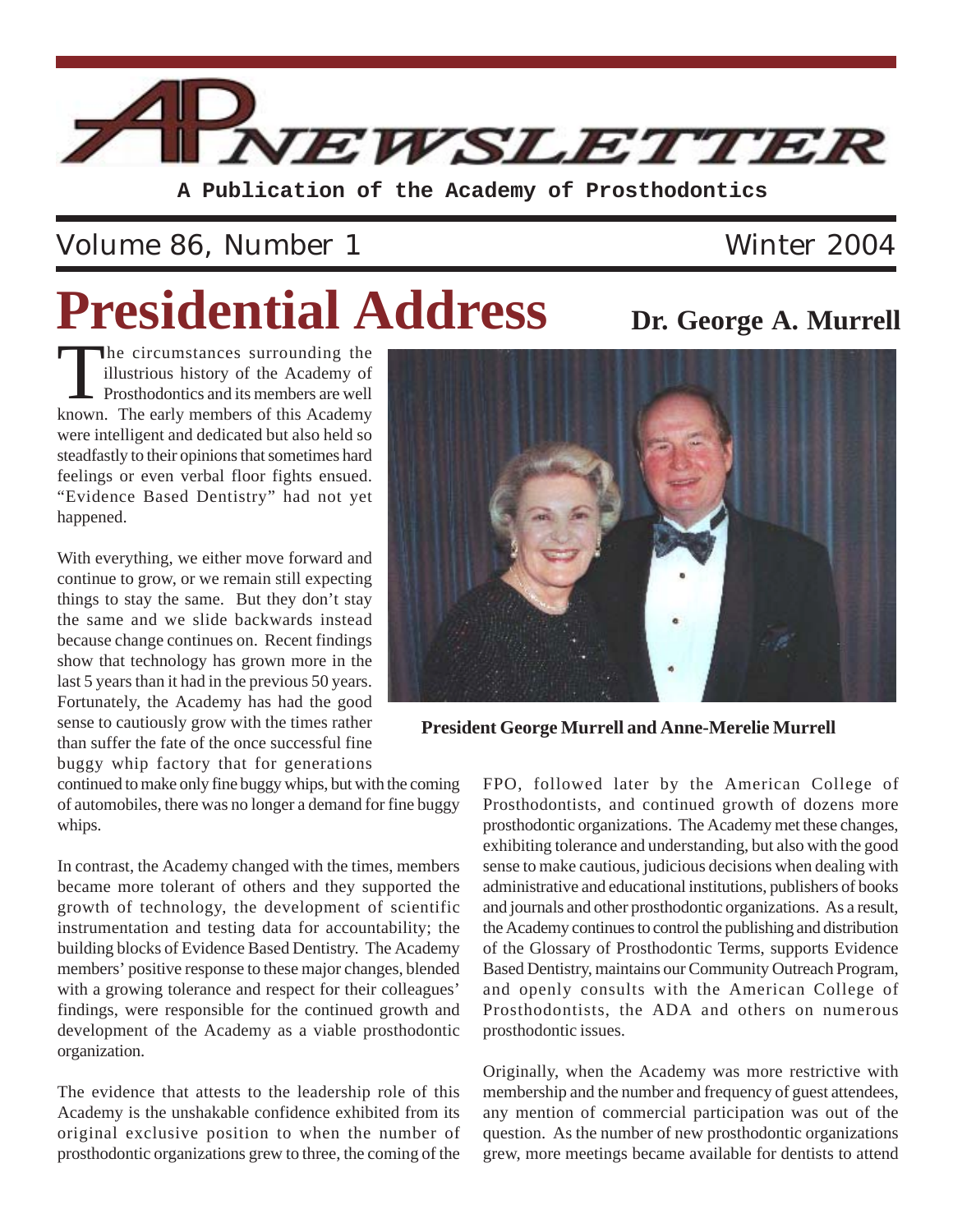# AP NEWSLETTER

**A Publication of the Academy of Prosthodontics**

Volume 86, Number 1 — Winter 2004

# Presidential Address

**Dr. George A. Murrell**

The circumstances surrounding the illustrious history of the Academy of Prosthodontics and its members are well known. The early members of this Academy were intelligent and dedicated but also held so steadfastly to their opinions that sometimes hard feelings or even verbal floor fights ensued. "Evidence Based Dentistry" had not yet happened.

**President George Murrell and Anne-Merelie Murrell**

With everything, we either move forward and continue to grow, or we remain still expecting things to stay the same. But they don't stay the same and we slide backwards instead because change continues on. Recent findings show that technology has grown more in the last 5 years than it had in the previous 50 years. Fortunately, the Academy has had the good sense to cautiously grow with the times rather than suffer the fate of the once successful fine buggy whip factory that for generations continued to make only fine buggy whips, but with the coming of automobiles, there was no longer a demand for fine buggy whips.

In contrast, the Academy changed with the times, members became more tolerant of others and they supported the growth of technology, the development of scientific instrumentation and testing data for accountability; the building blocks of Evidence Based Dentistry. The Academy members' positive response to these major changes, blended with a growing tolerance and respect for their colleagues' findings, were responsible for the continued growth and development of the Academy as a viable prosthodontic organization.

The evidence that attests to the leadership role of this Academy is the unshakable confidence exhibited from its original exclusive position to when the number of prosthodontic organizations grew to three, the coming of the FPO, followed later by the American College of Prosthodontists, and continued growth of dozens more prosthodontic organizations. The Academy met these changes, exhibiting tolerance and understanding, but also with the good sense to make cautious, judicious decisions when dealing with administrative and educational institutions, publishers of books and journals and other prosthodontic organizations. As a result, the Academy continues to control the publishing and distribution of the Glossary of Prosthodontic Terms, supports Evidence Based Dentistry, maintains our Community Outreach Program, and openly consults with the American College of Prosthodontists, the ADA and others on numerous prosthodontic issues.

Originally, when the Academy was more restrictive with membership and the number and frequency of guest attendees, any mention of commercial participation was out of the question. As the number of new prosthodontic organizations grew, more meetings became available for dentists to attend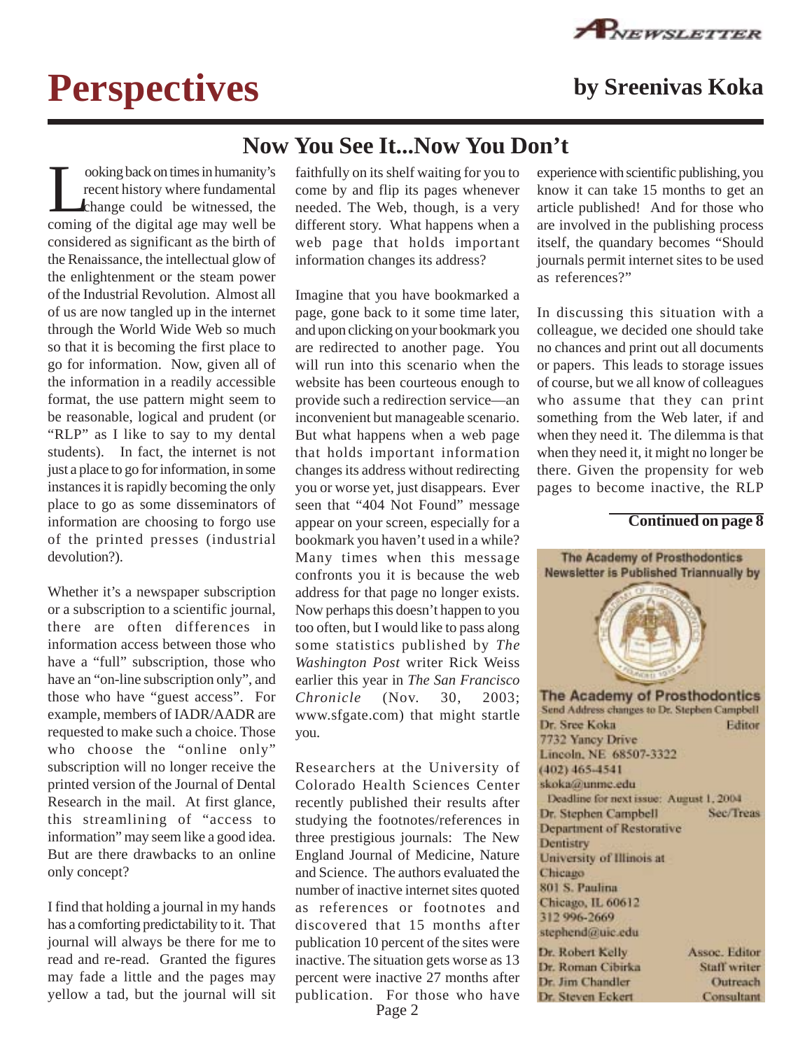# Perspectives

**by Sreenivas Koka**

## Now You See It...Now You Don't

Looking back on times in humanity's recent history where fundamental change could be witnessed, the coming of the digital age may well be considered as significant as the birth of the Renaissance, the intellectual glow of the enlightenment or the steam power of the Industrial Revolution. Almost all of us are now tangled up in the internet through the World Wide Web so much so that it is becoming the first place to go for information. Now, given all of the information in a readily accessible format, the use pattern might seem to be reasonable, logical and prudent (or "RLP" as I like to say to my dental students). In fact, the internet is not just a place to go for information, in some instances it is rapidly becoming the only place to go as some disseminators of information are choosing to forgo use of the printed presses (industrial devolution?).

Whether it's a newspaper subscription or a subscription to a scientific journal, there are often differences in information access between those who have a "full" subscription, those who have an "on-line subscription only", and those who have "guest access". For example, members of IADR/AADR are requested to make such a choice. Those who choose the "online only" subscription will no longer receive the printed version of the Journal of Dental Research in the mail. At first glance, this streamlining of "access to information" may seem like a good idea. But are there drawbacks to an online only concept?

I find that holding a journal in my hands has a comforting predictability to it. That journal will always be there for me to read and re-read. Granted the figures may fade a little and the pages may yellow a tad, but the journal will sit faithfully on its shelf waiting for you to come by and flip its pages whenever needed. The Web, though, is a very different story. What happens when a web page that holds important information changes its address?

Imagine that you have bookmarked a page, gone back to it some time later, and upon clicking on your bookmark you are redirected to another page. You will run into this scenario when the website has been courteous enough to provide such a redirection service—an inconvenient but manageable scenario. But what happens when a web page that holds important information changes its address without redirecting you or worse yet, just disappears. Ever seen that "404 Not Found" message appear on your screen, especially for a bookmark you haven't used in a while? Many times when this message confronts you it is because the web address for that page no longer exists. Now perhaps this doesn't happen to you too often, but I would like to pass along some statistics published by *The Washington Post* writer Rick Weiss earlier this year in *The San Francisco Chronicle* (Nov. 30, 2003; www.sfgate.com) that might startle you.

Researchers at the University of Colorado Health Sciences Center recently published their results after studying the footnotes/references in three prestigious journals: The New England Journal of Medicine, Nature and Science. The authors evaluated the number of inactive internet sites quoted as references or footnotes and discovered that 15 months after publication 10 percent of the sites were inactive. The situation gets worse as 13 percent were inactive 27 months after publication. For those who have experience with scientific publishing, you know it can take 15 months to get an article published! And for those who are involved in the publishing process itself, the quandary becomes "Should journals permit internet sites to be used as references?"

In discussing this situation with a colleague, we decided one should take no chances and print out all documents or papers. This leads to storage issues of course, but we all know of colleagues who assume that they can print something from the Web later, if and when they need it. The dilemma is that when they need it, it might no longer be there. Given the propensity for web pages to become inactive, the RLP

**Continued on page 8**

---

The Academy of Prosthodontics Newsletter is Published Triannually by

**The Academy of Prosthodontics**

Send Address changes to Dr. Stephen Campbell

Dr. Sree Koka — Editor
7732 Yancy Drive
Lincoln, NE 68507-3322
(402) 465-4541
skoka@unmc.edu

Deadline for next issue: August 1, 2004

Dr. Stephen Campbell — Sec/Treas
Department of Restorative Dentistry
University of Illinois at Chicago
801 S. Paulina
Chicago, IL 60612
312 996-2669
stephend@uic.edu

Dr. Robert Kelly — Assoc. Editor
Dr. Roman Cibirka — Staff writer
Dr. Jim Chandler — Outreach
Dr. Steven Eckert — Consultant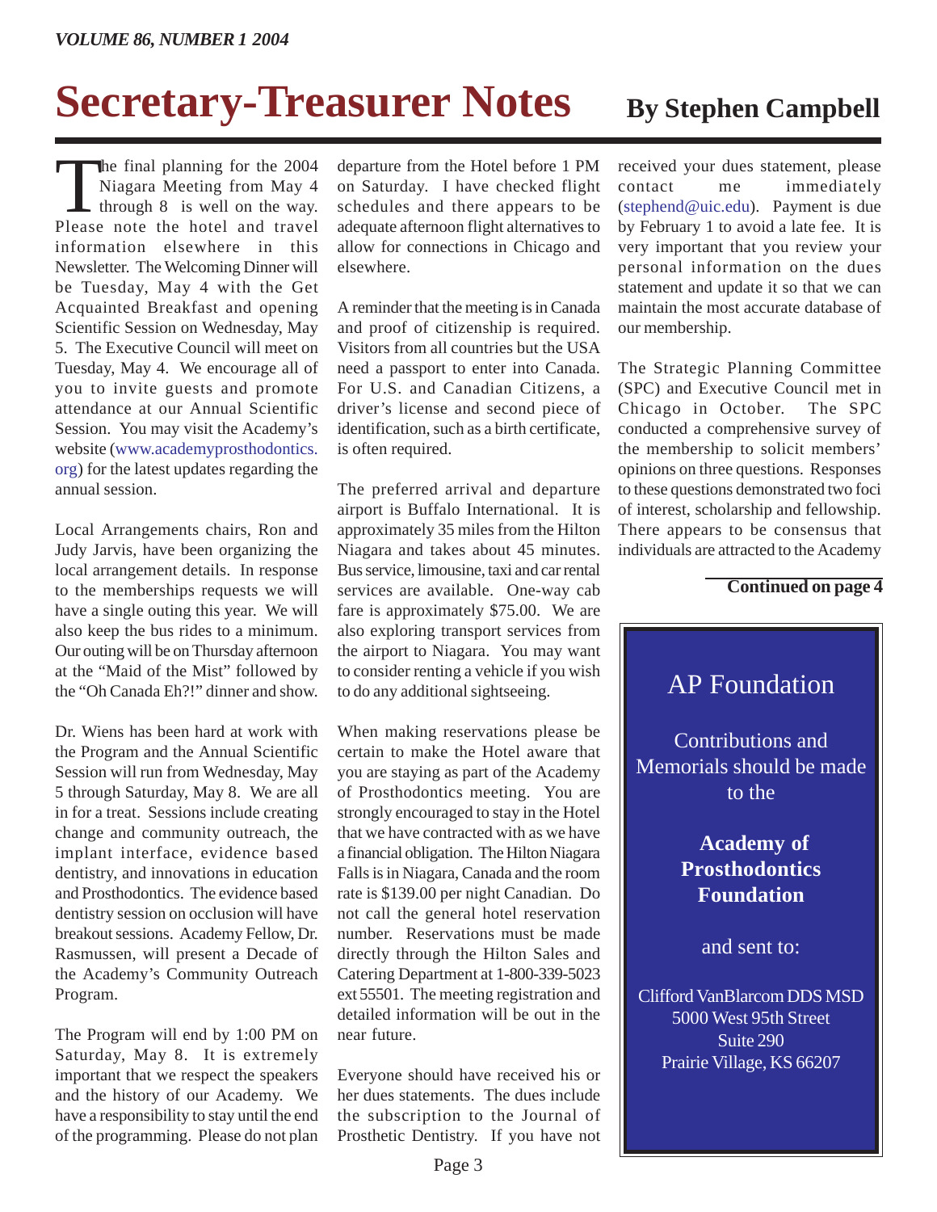# Secretary-Treasurer Notes

## By Stephen Campbell

The final planning for the 2004 Niagara Meeting from May 4 through 8 is well on the way. Please note the hotel and travel information elsewhere in this Newsletter. The Welcoming Dinner will be Tuesday, May 4 with the Get Acquainted Breakfast and opening Scientific Session on Wednesday, May 5. The Executive Council will meet on Tuesday, May 4. We encourage all of you to invite guests and promote attendance at our Annual Scientific Session. You may visit the Academy's website (www.academyprosthodontics.org) for the latest updates regarding the annual session.

Local Arrangements chairs, Ron and Judy Jarvis, have been organizing the local arrangement details. In response to the memberships requests we will have a single outing this year. We will also keep the bus rides to a minimum. Our outing will be on Thursday afternoon at the "Maid of the Mist" followed by the "Oh Canada Eh?!" dinner and show.

Dr. Wiens has been hard at work with the Program and the Annual Scientific Session will run from Wednesday, May 5 through Saturday, May 8. We are all in for a treat. Sessions include creating change and community outreach, the implant interface, evidence based dentistry, and innovations in education and Prosthodontics. The evidence based dentistry session on occlusion will have breakout sessions. Academy Fellow, Dr. Rasmussen, will present a Decade of the Academy's Community Outreach Program.

The Program will end by 1:00 PM on Saturday, May 8. It is extremely important that we respect the speakers and the history of our Academy. We have a responsibility to stay until the end of the programming. Please do not plan departure from the Hotel before 1 PM on Saturday. I have checked flight schedules and there appears to be adequate afternoon flight alternatives to allow for connections in Chicago and elsewhere.

A reminder that the meeting is in Canada and proof of citizenship is required. Visitors from all countries but the USA need a passport to enter into Canada. For U.S. and Canadian Citizens, a driver's license and second piece of identification, such as a birth certificate, is often required.

The preferred arrival and departure airport is Buffalo International. It is approximately 35 miles from the Hilton Niagara and takes about 45 minutes. Bus service, limousine, taxi and car rental services are available. One-way cab fare is approximately $75.00. We are also exploring transport services from the airport to Niagara. You may want to consider renting a vehicle if you wish to do any additional sightseeing.

When making reservations please be certain to make the Hotel aware that you are staying as part of the Academy of Prosthodontics meeting. You are strongly encouraged to stay in the Hotel that we have contracted with as we have a financial obligation. The Hilton Niagara Falls is in Niagara, Canada and the room rate is $139.00 per night Canadian. Do not call the general hotel reservation number. Reservations must be made directly through the Hilton Sales and Catering Department at 1-800-339-5023 ext 55501. The meeting registration and detailed information will be out in the near future.

Everyone should have received his or her dues statements. The dues include the subscription to the Journal of Prosthetic Dentistry. If you have not received your dues statement, please contact me immediately (stephend@uic.edu). Payment is due by February 1 to avoid a late fee. It is very important that you review your personal information on the dues statement and update it so that we can maintain the most accurate database of our membership.

The Strategic Planning Committee (SPC) and Executive Council met in Chicago in October. The SPC conducted a comprehensive survey of the membership to solicit members' opinions on three questions. Responses to these questions demonstrated two foci of interest, scholarship and fellowship. There appears to be consensus that individuals are attracted to the Academy

**Continued on page 4**

---

AP Foundation

Contributions and Memorials should be made to the

**Academy of Prosthodontics Foundation**

and sent to:

Clifford VanBlarcom DDS MSD
5000 West 95th Street
Suite 290
Prairie Village, KS 66207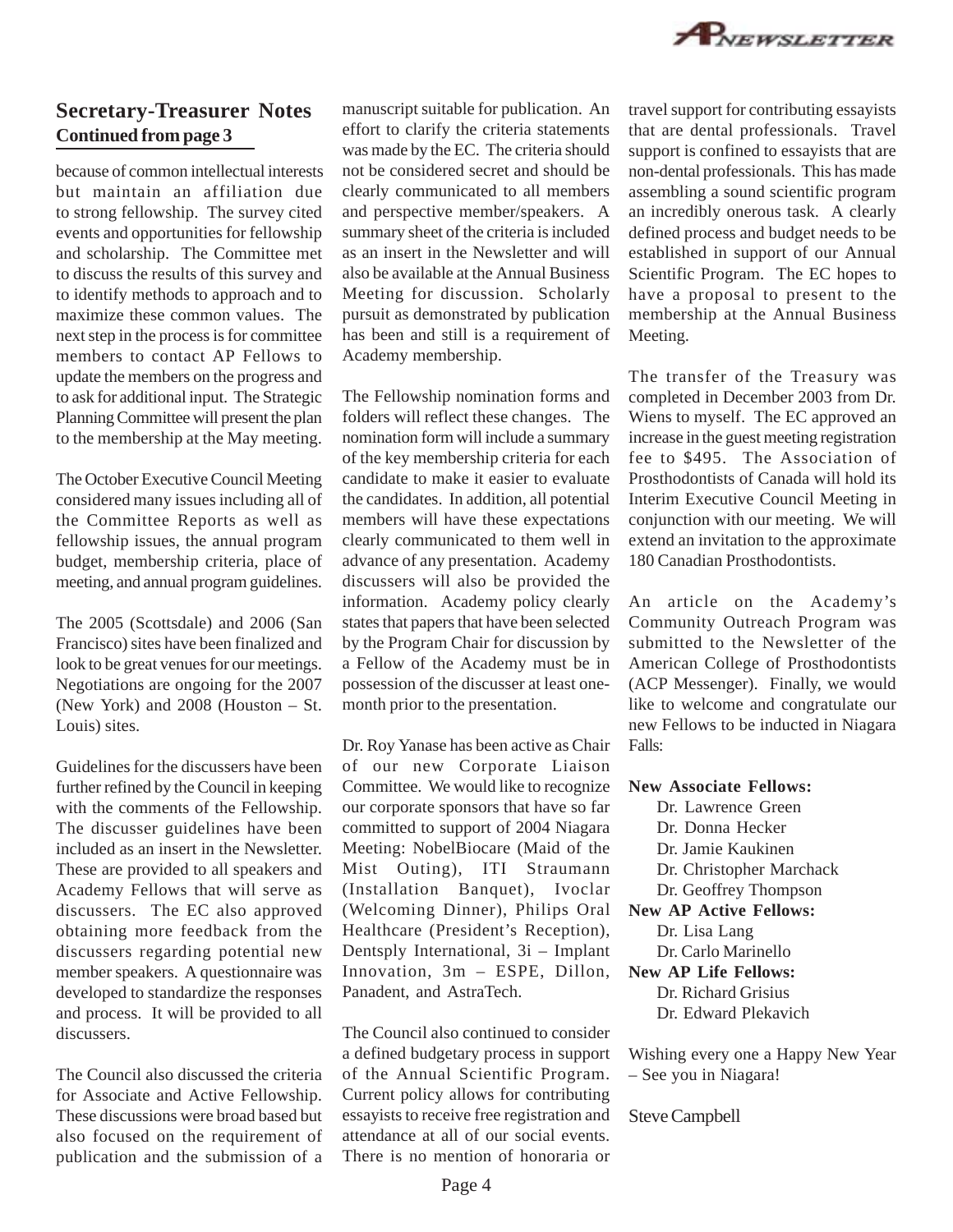## Secretary-Treasurer Notes

**Continued from page 3**

because of common intellectual interests but maintain an affiliation due to strong fellowship. The survey cited events and opportunities for fellowship and scholarship. The Committee met to discuss the results of this survey and to identify methods to approach and to maximize these common values. The next step in the process is for committee members to contact AP Fellows to update the members on the progress and to ask for additional input. The Strategic Planning Committee will present the plan to the membership at the May meeting.

The October Executive Council Meeting considered many issues including all of the Committee Reports as well as fellowship issues, the annual program budget, membership criteria, place of meeting, and annual program guidelines.

The 2005 (Scottsdale) and 2006 (San Francisco) sites have been finalized and look to be great venues for our meetings. Negotiations are ongoing for the 2007 (New York) and 2008 (Houston – St. Louis) sites.

Guidelines for the discussers have been further refined by the Council in keeping with the comments of the Fellowship. The discusser guidelines have been included as an insert in the Newsletter. These are provided to all speakers and Academy Fellows that will serve as discussers. The EC also approved obtaining more feedback from the discussers regarding potential new member speakers. A questionnaire was developed to standardize the responses and process. It will be provided to all discussers.

The Council also discussed the criteria for Associate and Active Fellowship. These discussions were broad based but also focused on the requirement of publication and the submission of a manuscript suitable for publication. An effort to clarify the criteria statements was made by the EC. The criteria should not be considered secret and should be clearly communicated to all members and perspective member/speakers. A summary sheet of the criteria is included as an insert in the Newsletter and will also be available at the Annual Business Meeting for discussion. Scholarly pursuit as demonstrated by publication has been and still is a requirement of Academy membership.

The Fellowship nomination forms and folders will reflect these changes. The nomination form will include a summary of the key membership criteria for each candidate to make it easier to evaluate the candidates. In addition, all potential members will have these expectations clearly communicated to them well in advance of any presentation. Academy discussers will also be provided the information. Academy policy clearly states that papers that have been selected by the Program Chair for discussion by a Fellow of the Academy must be in possession of the discusser at least one-month prior to the presentation.

Dr. Roy Yanase has been active as Chair of our new Corporate Liaison Committee. We would like to recognize our corporate sponsors that have so far committed to support of 2004 Niagara Meeting: NobelBiocare (Maid of the Mist Outing), ITI Straumann (Installation Banquet), Ivoclar (Welcoming Dinner), Philips Oral Healthcare (President's Reception), Dentsply International, 3i – Implant Innovation, 3m – ESPE, Dillon, Panadent, and AstraTech.

The Council also continued to consider a defined budgetary process in support of the Annual Scientific Program. Current policy allows for contributing essayists to receive free registration and attendance at all of our social events. There is no mention of honoraria or travel support for contributing essayists that are dental professionals. Travel support is confined to essayists that are non-dental professionals. This has made assembling a sound scientific program an incredibly onerous task. A clearly defined process and budget needs to be established in support of our Annual Scientific Program. The EC hopes to have a proposal to present to the membership at the Annual Business Meeting.

The transfer of the Treasury was completed in December 2003 from Dr. Wiens to myself. The EC approved an increase in the guest meeting registration fee to $495. The Association of Prosthodontists of Canada will hold its Interim Executive Council Meeting in conjunction with our meeting. We will extend an invitation to the approximate 180 Canadian Prosthodontists.

An article on the Academy's Community Outreach Program was submitted to the Newsletter of the American College of Prosthodontists (ACP Messenger). Finally, we would like to welcome and congratulate our new Fellows to be inducted in Niagara Falls:

**New Associate Fellows:**

- Dr. Lawrence Green
- Dr. Donna Hecker
- Dr. Jamie Kaukinen
- Dr. Christopher Marchack
- Dr. Geoffrey Thompson

**New AP Active Fellows:**

- Dr. Lisa Lang
- Dr. Carlo Marinello

**New AP Life Fellows:**

- Dr. Richard Grisius
- Dr. Edward Plekavich

Wishing every one a Happy New Year – See you in Niagara!

Steve Campbell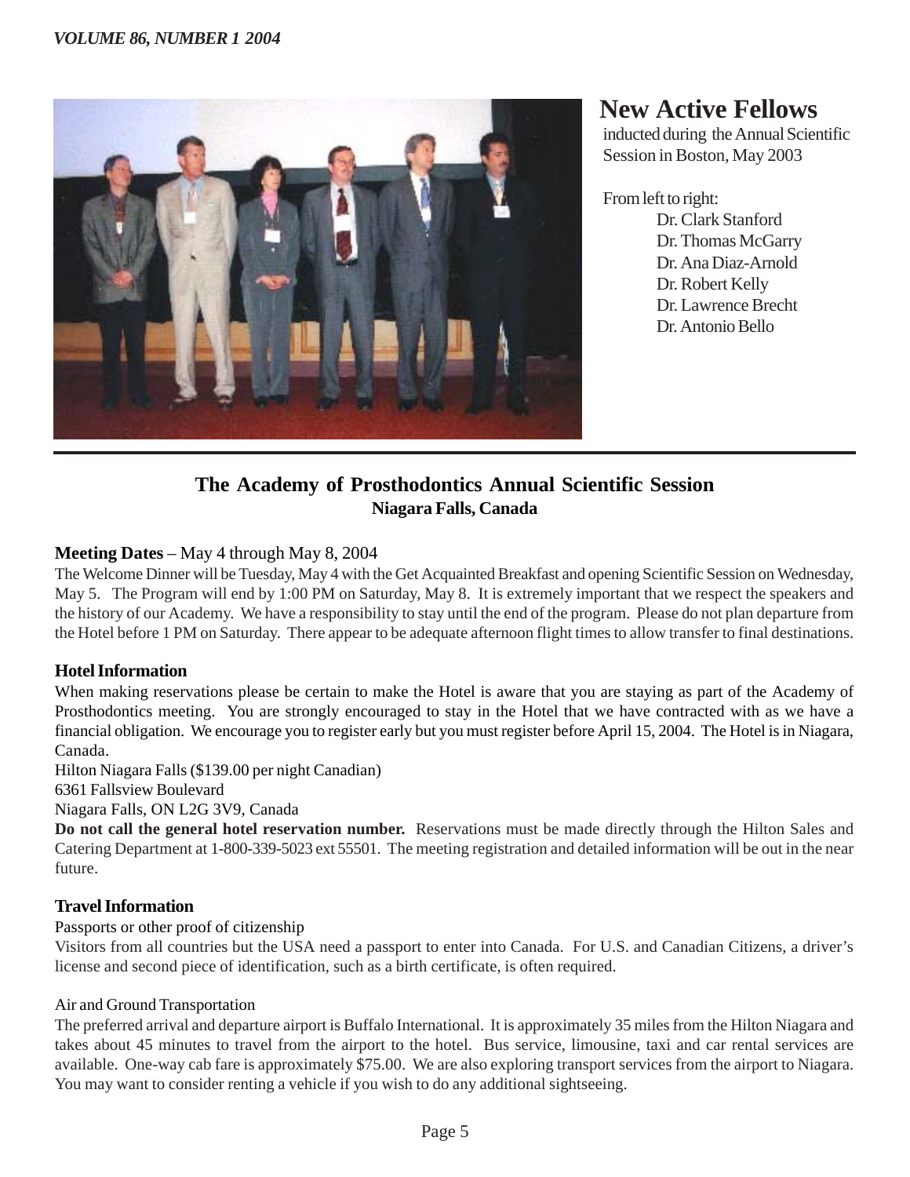## New Active Fellows

inducted during the Annual Scientific Session in Boston, May 2003

From left to right:

Dr. Clark Stanford
Dr. Thomas McGarry
Dr. Ana Diaz-Arnold
Dr. Robert Kelly
Dr. Lawrence Brecht
Dr. Antonio Bello

---

## The Academy of Prosthodontics Annual Scientific Session

### Niagara Falls, Canada

**Meeting Dates** – May 4 through May 8, 2004

The Welcome Dinner will be Tuesday, May 4 with the Get Acquainted Breakfast and opening Scientific Session on Wednesday, May 5. The Program will end by 1:00 PM on Saturday, May 8. It is extremely important that we respect the speakers and the history of our Academy. We have a responsibility to stay until the end of the program. Please do not plan departure from the Hotel before 1 PM on Saturday. There appear to be adequate afternoon flight times to allow transfer to final destinations.

**Hotel Information**

When making reservations please be certain to make the Hotel is aware that you are staying as part of the Academy of Prosthodontics meeting. You are strongly encouraged to stay in the Hotel that we have contracted with as we have a financial obligation. We encourage you to register early but you must register before April 15, 2004. The Hotel is in Niagara, Canada.

Hilton Niagara Falls ($139.00 per night Canadian)
6361 Fallsview Boulevard
Niagara Falls, ON L2G 3V9, Canada

**Do not call the general hotel reservation number.** Reservations must be made directly through the Hilton Sales and Catering Department at 1-800-339-5023 ext 55501. The meeting registration and detailed information will be out in the near future.

**Travel Information**

Passports or other proof of citizenship

Visitors from all countries but the USA need a passport to enter into Canada. For U.S. and Canadian Citizens, a driver's license and second piece of identification, such as a birth certificate, is often required.

Air and Ground Transportation

The preferred arrival and departure airport is Buffalo International. It is approximately 35 miles from the Hilton Niagara and takes about 45 minutes to travel from the airport to the hotel. Bus service, limousine, taxi and car rental services are available. One-way cab fare is approximately $75.00. We are also exploring transport services from the airport to Niagara. You may want to consider renting a vehicle if you wish to do any additional sightseeing.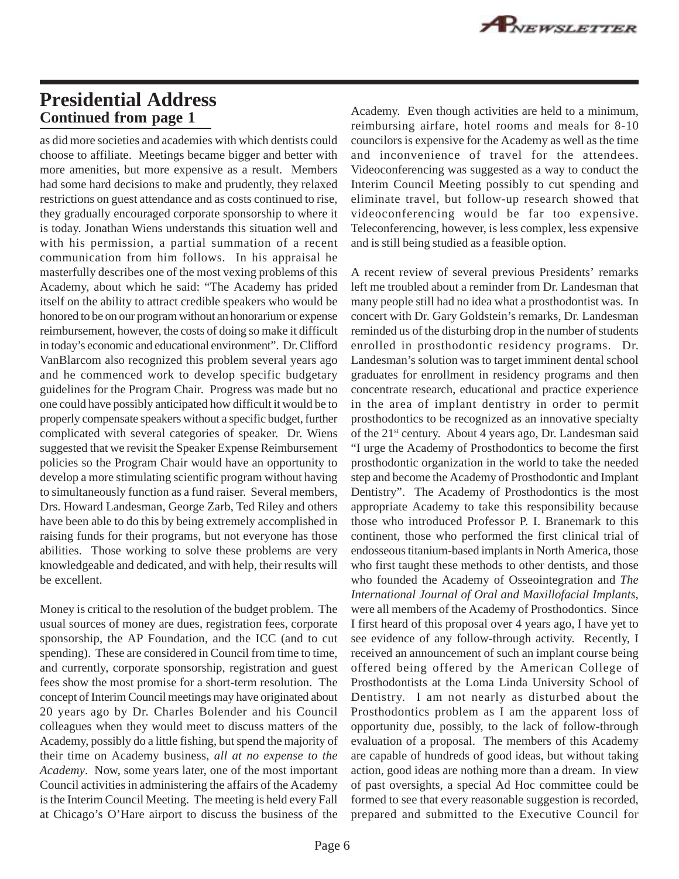# Presidential Address

## Continued from page 1

as did more societies and academies with which dentists could choose to affiliate. Meetings became bigger and better with more amenities, but more expensive as a result. Members had some hard decisions to make and prudently, they relaxed restrictions on guest attendance and as costs continued to rise, they gradually encouraged corporate sponsorship to where it is today. Jonathan Wiens understands this situation well and with his permission, a partial summation of a recent communication from him follows. In his appraisal he masterfully describes one of the most vexing problems of this Academy, about which he said: "The Academy has prided itself on the ability to attract credible speakers who would be honored to be on our program without an honorarium or expense reimbursement, however, the costs of doing so make it difficult in today's economic and educational environment". Dr. Clifford VanBlarcom also recognized this problem several years ago and he commenced work to develop specific budgetary guidelines for the Program Chair. Progress was made but no one could have possibly anticipated how difficult it would be to properly compensate speakers without a specific budget, further complicated with several categories of speaker. Dr. Wiens suggested that we revisit the Speaker Expense Reimbursement policies so the Program Chair would have an opportunity to develop a more stimulating scientific program without having to simultaneously function as a fund raiser. Several members, Drs. Howard Landesman, George Zarb, Ted Riley and others have been able to do this by being extremely accomplished in raising funds for their programs, but not everyone has those abilities. Those working to solve these problems are very knowledgeable and dedicated, and with help, their results will be excellent.

Money is critical to the resolution of the budget problem. The usual sources of money are dues, registration fees, corporate sponsorship, the AP Foundation, and the ICC (and to cut spending). These are considered in Council from time to time, and currently, corporate sponsorship, registration and guest fees show the most promise for a short-term resolution. The concept of Interim Council meetings may have originated about 20 years ago by Dr. Charles Bolender and his Council colleagues when they would meet to discuss matters of the Academy, possibly do a little fishing, but spend the majority of their time on Academy business, *all at no expense to the Academy*. Now, some years later, one of the most important Council activities in administering the affairs of the Academy is the Interim Council Meeting. The meeting is held every Fall at Chicago's O'Hare airport to discuss the business of the Academy. Even though activities are held to a minimum, reimbursing airfare, hotel rooms and meals for 8-10 councilors is expensive for the Academy as well as the time and inconvenience of travel for the attendees. Videoconferencing was suggested as a way to conduct the Interim Council Meeting possibly to cut spending and eliminate travel, but follow-up research showed that videoconferencing would be far too expensive. Teleconferencing, however, is less complex, less expensive and is still being studied as a feasible option.

A recent review of several previous Presidents' remarks left me troubled about a reminder from Dr. Landesman that many people still had no idea what a prosthodontist was. In concert with Dr. Gary Goldstein's remarks, Dr. Landesman reminded us of the disturbing drop in the number of students enrolled in prosthodontic residency programs. Dr. Landesman's solution was to target imminent dental school graduates for enrollment in residency programs and then concentrate research, educational and practice experience in the area of implant dentistry in order to permit prosthodontics to be recognized as an innovative specialty of the 21st century. About 4 years ago, Dr. Landesman said "I urge the Academy of Prosthodontics to become the first prosthodontic organization in the world to take the needed step and become the Academy of Prosthodontic and Implant Dentistry". The Academy of Prosthodontics is the most appropriate Academy to take this responsibility because those who introduced Professor P. I. Branemark to this continent, those who performed the first clinical trial of endosseous titanium-based implants in North America, those who first taught these methods to other dentists, and those who founded the Academy of Osseointegration and *The International Journal of Oral and Maxillofacial Implants*, were all members of the Academy of Prosthodontics. Since I first heard of this proposal over 4 years ago, I have yet to see evidence of any follow-through activity. Recently, I received an announcement of such an implant course being offered being offered by the American College of Prosthodontists at the Loma Linda University School of Dentistry. I am not nearly as disturbed about the Prosthodontics problem as I am the apparent loss of opportunity due, possibly, to the lack of follow-through evaluation of a proposal. The members of this Academy are capable of hundreds of good ideas, but without taking action, good ideas are nothing more than a dream. In view of past oversights, a special Ad Hoc committee could be formed to see that every reasonable suggestion is recorded, prepared and submitted to the Executive Council for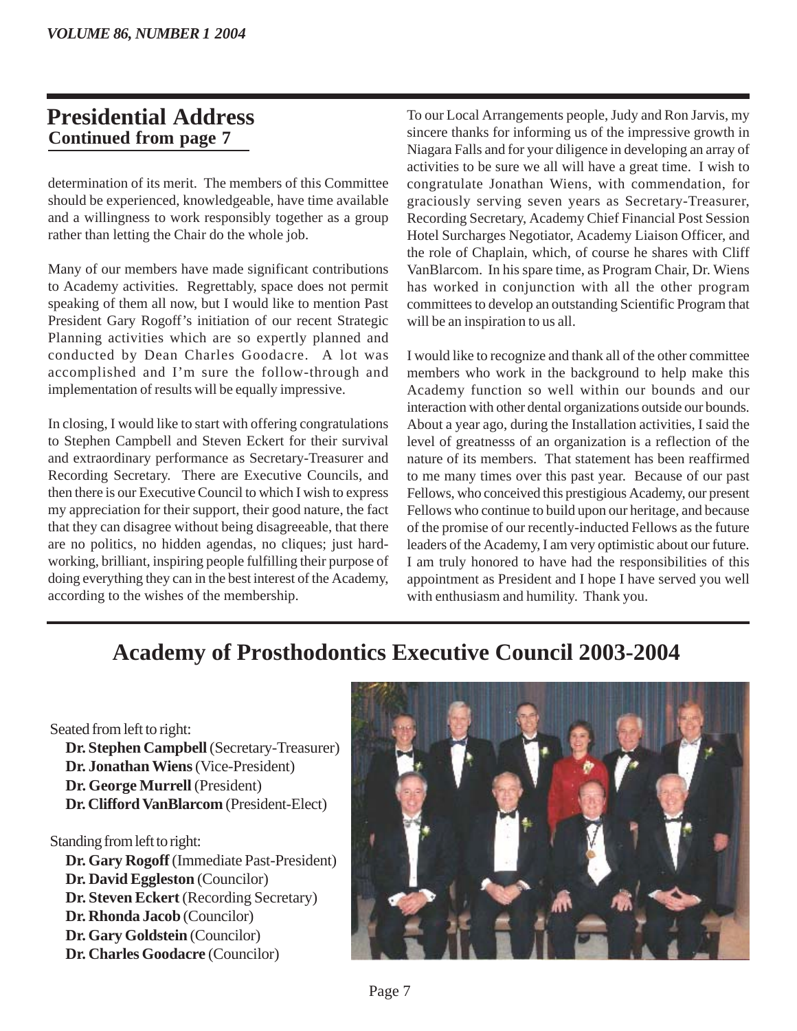## Presidential Address
### Continued from page 7

determination of its merit. The members of this Committee should be experienced, knowledgeable, have time available and a willingness to work responsibly together as a group rather than letting the Chair do the whole job.

Many of our members have made significant contributions to Academy activities. Regrettably, space does not permit speaking of them all now, but I would like to mention Past President Gary Rogoff's initiation of our recent Strategic Planning activities which are so expertly planned and conducted by Dean Charles Goodacre. A lot was accomplished and I'm sure the follow-through and implementation of results will be equally impressive.

In closing, I would like to start with offering congratulations to Stephen Campbell and Steven Eckert for their survival and extraordinary performance as Secretary-Treasurer and Recording Secretary. There are Executive Councils, and then there is our Executive Council to which I wish to express my appreciation for their support, their good nature, the fact that they can disagree without being disagreeable, that there are no politics, no hidden agendas, no cliques; just hard-working, brilliant, inspiring people fulfilling their purpose of doing everything they can in the best interest of the Academy, according to the wishes of the membership.

To our Local Arrangements people, Judy and Ron Jarvis, my sincere thanks for informing us of the impressive growth in Niagara Falls and for your diligence in developing an array of activities to be sure we all will have a great time. I wish to congratulate Jonathan Wiens, with commendation, for graciously serving seven years as Secretary-Treasurer, Recording Secretary, Academy Chief Financial Post Session Hotel Surcharges Negotiator, Academy Liaison Officer, and the role of Chaplain, which, of course he shares with Cliff VanBlarcom. In his spare time, as Program Chair, Dr. Wiens has worked in conjunction with all the other program committees to develop an outstanding Scientific Program that will be an inspiration to us all.

I would like to recognize and thank all of the other committee members who work in the background to help make this Academy function so well within our bounds and our interaction with other dental organizations outside our bounds. About a year ago, during the Installation activities, I said the level of greatnesss of an organization is a reflection of the nature of its members. That statement has been reaffirmed to me many times over this past year. Because of our past Fellows, who conceived this prestigious Academy, our present Fellows who continue to build upon our heritage, and because of the promise of our recently-inducted Fellows as the future leaders of the Academy, I am very optimistic about our future. I am truly honored to have had the responsibilities of this appointment as President and I hope I have served you well with enthusiasm and humility. Thank you.

## Academy of Prosthodontics Executive Council 2003-2004

Seated from left to right:

**Dr. Stephen Campbell** (Secretary-Treasurer)
**Dr. Jonathan Wiens** (Vice-President)
**Dr. George Murrell** (President)
**Dr. Clifford VanBlarcom** (President-Elect)

Standing from left to right:

**Dr. Gary Rogoff** (Immediate Past-President)
**Dr. David Eggleston** (Councilor)
**Dr. Steven Eckert** (Recording Secretary)
**Dr. Rhonda Jacob** (Councilor)
**Dr. Gary Goldstein** (Councilor)
**Dr. Charles Goodacre** (Councilor)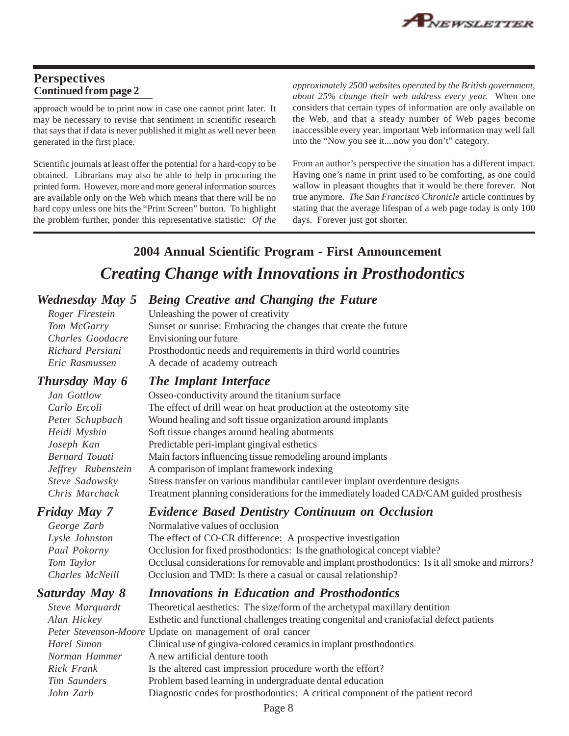## Perspectives

### Continued from page 2

approach would be to print now in case one cannot print later. It may be necessary to revise that sentiment in scientific research that says that if data is never published it might as well never been generated in the first place.

Scientific journals at least offer the potential for a hard-copy to be obtained. Librarians may also be able to help in procuring the printed form. However, more and more general information sources are available only on the Web which means that there will be no hard copy unless one hits the "Print Screen" button. To highlight the problem further, ponder this representative statistic: *Of the approximately 2500 websites operated by the British government, about 25% change their web address every year.* When one considers that certain types of information are only available on the Web, and that a steady number of Web pages become inaccessible every year, important Web information may well fall into the "Now you see it....now you don't" category.

From an author's perspective the situation has a different impact. Having one's name in print used to be comforting, as one could wallow in pleasant thoughts that it would be there forever. Not true anymore. *The San Francisco Chronicle* article continues by stating that the average lifespan of a web page today is only 100 days. Forever just got shorter.

## 2004 Annual Scientific Program - First Announcement

# *Creating Change with Innovations in Prosthodontics*

### *Wednesday May 5 — Being Creative and Changing the Future*

- *Roger Firestein* — Unleashing the power of creativity
- *Tom McGarry* — Sunset or sunrise: Embracing the changes that create the future
- *Charles Goodacre* — Envisioning our future
- *Richard Persiani* — Prosthodontic needs and requirements in third world countries
- *Eric Rasmussen* — A decade of academy outreach

### *Thursday May 6 — The Implant Interface*

- *Jan Gottlow* — Osseo-conductivity around the titanium surface
- *Carlo Ercoli* — The effect of drill wear on heat production at the osteotomy site
- *Peter Schupbach* — Wound healing and soft tissue organization around implants
- *Heidi Myshin* — Soft tissue changes around healing abutments
- *Joseph Kan* — Predictable peri-implant gingival esthetics
- *Bernard Touati* — Main factors influencing tissue remodeling around implants
- *Jeffrey Rubenstein* — A comparison of implant framework indexing
- *Steve Sadowsky* — Stress transfer on various mandibular cantilever implant overdenture designs
- *Chris Marchack* — Treatment planning considerations for the immediately loaded CAD/CAM guided prosthesis

### *Friday May 7 — Evidence Based Dentistry Continuum on Occlusion*

- *George Zarb* — Normalative values of occlusion
- *Lysle Johnston* — The effect of CO-CR difference: A prospective investigation
- *Paul Pokorny* — Occlusion for fixed prosthodontics: Is the gnathological concept viable?
- *Tom Taylor* — Occlusal considerations for removable and implant prosthodontics: Is it all smoke and mirrors?
- *Charles McNeill* — Occlusion and TMD: Is there a casual or causal relationship?

### *Saturday May 8 — Innovations in Education and Prosthodontics*

- *Steve Marquardt* — Theoretical aesthetics: The size/form of the archetypal maxillary dentition
- *Alan Hickey* — Esthetic and functional challenges treating congenital and craniofacial defect patients
- *Peter Stevenson-Moore* — Update on management of oral cancer
- *Harel Simon* — Clinical use of gingiva-colored ceramics in implant prosthodontics
- *Norman Hammer* — A new artificial denture tooth
- *Rick Frank* — Is the altered cast impression procedure worth the effort?
- *Tim Saunders* — Problem based learning in undergraduate dental education
- *John Zarb* — Diagnostic codes for prosthodontics: A critical component of the patient record